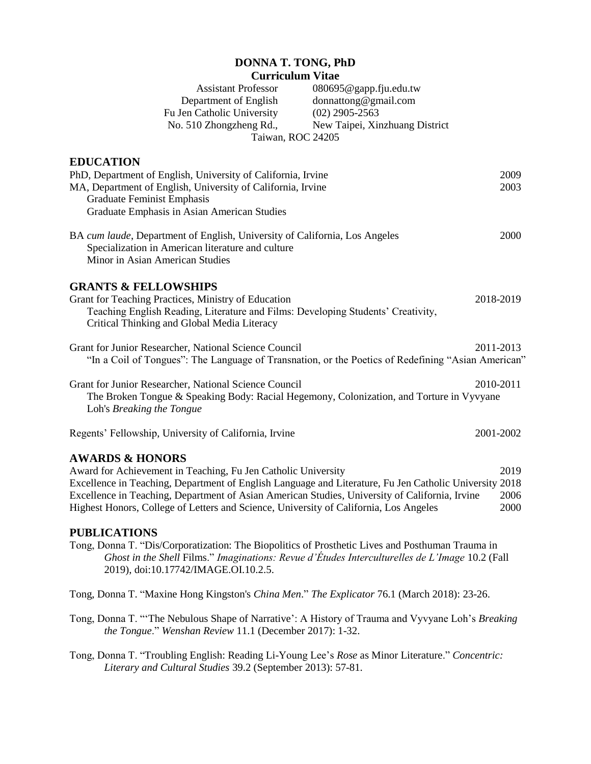# DONNA T. TONG, PhD

**Curriculum Vitae**

Assistant Professor  
Department of English  
Fu Jen Catholic University  
No. 510 Zhongzheng Rd.,  
New Taipei, Xinzhuang District  
Taiwan, ROC 24205

080695@gapp.fju.edu.tw  
donnattong@gmail.com  
(02) 2905-2563

## EDUCATION

PhD, Department of English, University of California, Irvine — 2009

MA, Department of English, University of California, Irvine — 2003
- Graduate Feminist Emphasis
- Graduate Emphasis in Asian American Studies

BA *cum laude*, Department of English, University of California, Los Angeles — 2000
- Specialization in American literature and culture
- Minor in Asian American Studies

## GRANTS & FELLOWSHIPS

Grant for Teaching Practices, Ministry of Education — 2018-2019
- Teaching English Reading, Literature and Films: Developing Students' Creativity, Critical Thinking and Global Media Literacy

Grant for Junior Researcher, National Science Council — 2011-2013
- "In a Coil of Tongues": The Language of Transnation, or the Poetics of Redefining "Asian American"

Grant for Junior Researcher, National Science Council — 2010-2011
- The Broken Tongue & Speaking Body: Racial Hegemony, Colonization, and Torture in Vyvyane Loh's *Breaking the Tongue*

Regents' Fellowship, University of California, Irvine — 2001-2002

## AWARDS & HONORS

Award for Achievement in Teaching, Fu Jen Catholic University — 2019

Excellence in Teaching, Department of English Language and Literature, Fu Jen Catholic University — 2018

Excellence in Teaching, Department of Asian American Studies, University of California, Irvine — 2006

Highest Honors, College of Letters and Science, University of California, Los Angeles — 2000

## PUBLICATIONS

Tong, Donna T. "Dis/Corporatization: The Biopolitics of Prosthetic Lives and Posthuman Trauma in *Ghost in the Shell* Films." *Imaginations: Revue d'Études Interculturelles de L'Image* 10.2 (Fall 2019), doi:10.17742/IMAGE.OI.10.2.5.

Tong, Donna T. "Maxine Hong Kingston's *China Men*." *The Explicator* 76.1 (March 2018): 23-26.

Tong, Donna T. "'The Nebulous Shape of Narrative': A History of Trauma and Vyvyane Loh's *Breaking the Tongue*." *Wenshan Review* 11.1 (December 2017): 1-32.

Tong, Donna T. "Troubling English: Reading Li-Young Lee's *Rose* as Minor Literature." *Concentric: Literary and Cultural Studies* 39.2 (September 2013): 57-81.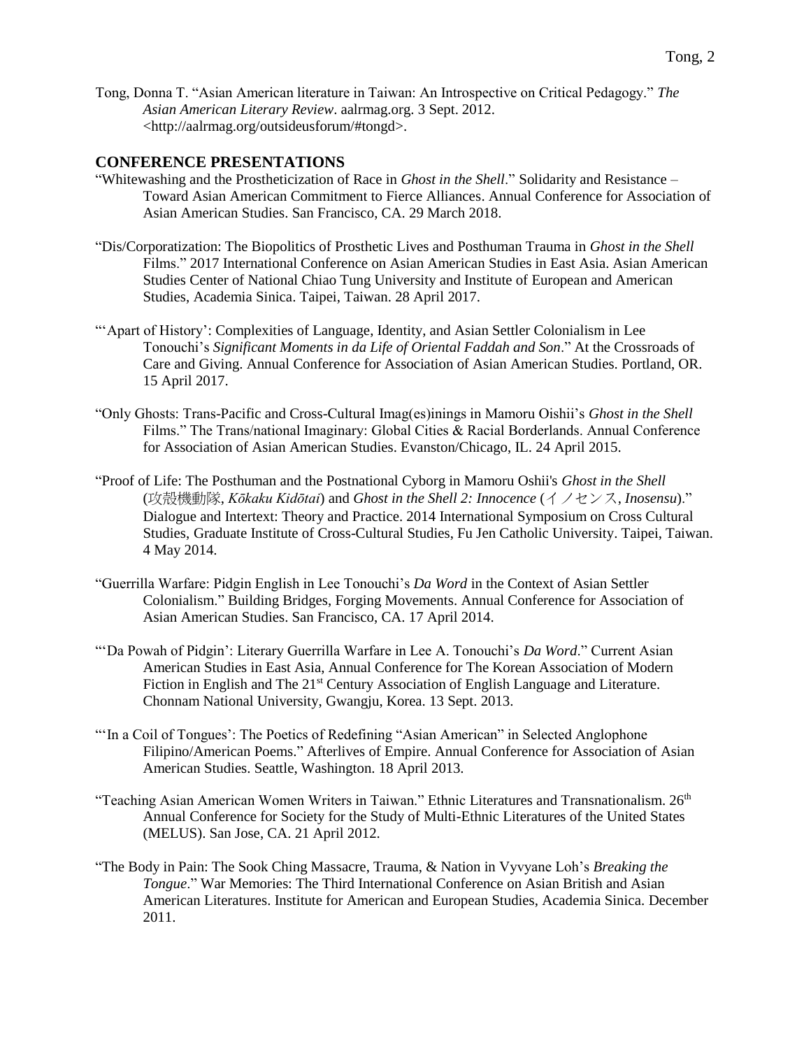Tong, Donna T. "Asian American literature in Taiwan: An Introspective on Critical Pedagogy." *The Asian American Literary Review*. aalrmag.org. 3 Sept. 2012. <http://aalrmag.org/outsideusforum/#tongd>.

## CONFERENCE PRESENTATIONS

"Whitewashing and the Prostheticization of Race in *Ghost in the Shell*." Solidarity and Resistance – Toward Asian American Commitment to Fierce Alliances. Annual Conference for Association of Asian American Studies. San Francisco, CA. 29 March 2018.

"Dis/Corporatization: The Biopolitics of Prosthetic Lives and Posthuman Trauma in *Ghost in the Shell* Films." 2017 International Conference on Asian American Studies in East Asia. Asian American Studies Center of National Chiao Tung University and Institute of European and American Studies, Academia Sinica. Taipei, Taiwan. 28 April 2017.

"'Apart of History': Complexities of Language, Identity, and Asian Settler Colonialism in Lee Tonouchi's *Significant Moments in da Life of Oriental Faddah and Son*." At the Crossroads of Care and Giving. Annual Conference for Association of Asian American Studies. Portland, OR. 15 April 2017.

"Only Ghosts: Trans-Pacific and Cross-Cultural Imag(es)inings in Mamoru Oishii's *Ghost in the Shell* Films." The Trans/national Imaginary: Global Cities & Racial Borderlands. Annual Conference for Association of Asian American Studies. Evanston/Chicago, IL. 24 April 2015.

"Proof of Life: The Posthuman and the Postnational Cyborg in Mamoru Oshii's *Ghost in the Shell* (攻殻機動隊, *Kōkaku Kidōtai*) and *Ghost in the Shell 2: Innocence* (イノセンス, *Inosensu*)." Dialogue and Intertext: Theory and Practice. 2014 International Symposium on Cross Cultural Studies, Graduate Institute of Cross-Cultural Studies, Fu Jen Catholic University. Taipei, Taiwan. 4 May 2014.

"Guerrilla Warfare: Pidgin English in Lee Tonouchi's *Da Word* in the Context of Asian Settler Colonialism." Building Bridges, Forging Movements. Annual Conference for Association of Asian American Studies. San Francisco, CA. 17 April 2014.

"'Da Powah of Pidgin': Literary Guerrilla Warfare in Lee A. Tonouchi's *Da Word*." Current Asian American Studies in East Asia, Annual Conference for The Korean Association of Modern Fiction in English and The 21st Century Association of English Language and Literature. Chonnam National University, Gwangju, Korea. 13 Sept. 2013.

"'In a Coil of Tongues': The Poetics of Redefining "Asian American" in Selected Anglophone Filipino/American Poems." Afterlives of Empire. Annual Conference for Association of Asian American Studies. Seattle, Washington. 18 April 2013.

"Teaching Asian American Women Writers in Taiwan." Ethnic Literatures and Transnationalism. 26th Annual Conference for Society for the Study of Multi-Ethnic Literatures of the United States (MELUS). San Jose, CA. 21 April 2012.

"The Body in Pain: The Sook Ching Massacre, Trauma, & Nation in Vyvyane Loh's *Breaking the Tongue*." War Memories: The Third International Conference on Asian British and Asian American Literatures. Institute for American and European Studies, Academia Sinica. December 2011.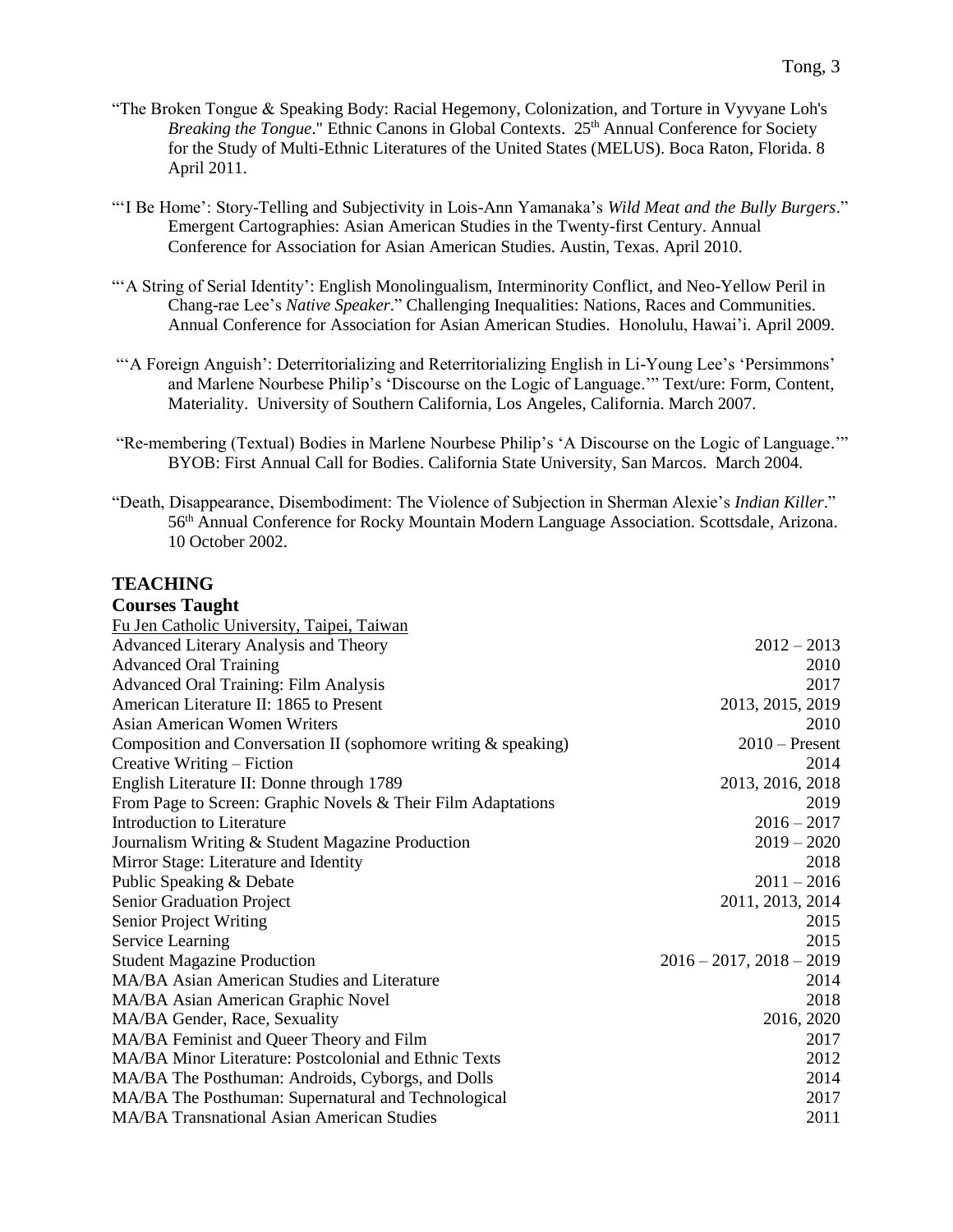"The Broken Tongue & Speaking Body: Racial Hegemony, Colonization, and Torture in Vyvyane Loh's *Breaking the Tongue*." Ethnic Canons in Global Contexts. 25th Annual Conference for Society for the Study of Multi-Ethnic Literatures of the United States (MELUS). Boca Raton, Florida. 8 April 2011.

"'I Be Home': Story-Telling and Subjectivity in Lois-Ann Yamanaka's *Wild Meat and the Bully Burgers*." Emergent Cartographies: Asian American Studies in the Twenty-first Century. Annual Conference for Association for Asian American Studies. Austin, Texas. April 2010.

"'A String of Serial Identity': English Monolingualism, Interminority Conflict, and Neo-Yellow Peril in Chang-rae Lee's *Native Speaker*." Challenging Inequalities: Nations, Races and Communities. Annual Conference for Association for Asian American Studies. Honolulu, Hawai'i. April 2009.

"'A Foreign Anguish': Deterritorializing and Reterritorializing English in Li-Young Lee's 'Persimmons' and Marlene Nourbese Philip's 'Discourse on the Logic of Language.'" Text/ure: Form, Content, Materiality. University of Southern California, Los Angeles, California. March 2007.

"Re-membering (Textual) Bodies in Marlene Nourbese Philip's 'A Discourse on the Logic of Language.'" BYOB: First Annual Call for Bodies. California State University, San Marcos. March 2004.

"Death, Disappearance, Disembodiment: The Violence of Subjection in Sherman Alexie's *Indian Killer*." 56th Annual Conference for Rocky Mountain Modern Language Association. Scottsdale, Arizona. 10 October 2002.

## TEACHING

### Courses Taught

Fu Jen Catholic University, Taipei, Taiwan

| Course | Year(s) |
|---|---|
| Advanced Literary Analysis and Theory | 2012 – 2013 |
| Advanced Oral Training | 2010 |
| Advanced Oral Training: Film Analysis | 2017 |
| American Literature II: 1865 to Present | 2013, 2015, 2019 |
| Asian American Women Writers | 2010 |
| Composition and Conversation II (sophomore writing & speaking) | 2010 – Present |
| Creative Writing – Fiction | 2014 |
| English Literature II: Donne through 1789 | 2013, 2016, 2018 |
| From Page to Screen: Graphic Novels & Their Film Adaptations | 2019 |
| Introduction to Literature | 2016 – 2017 |
| Journalism Writing & Student Magazine Production | 2019 – 2020 |
| Mirror Stage: Literature and Identity | 2018 |
| Public Speaking & Debate | 2011 – 2016 |
| Senior Graduation Project | 2011, 2013, 2014 |
| Senior Project Writing | 2015 |
| Service Learning | 2015 |
| Student Magazine Production | 2016 – 2017, 2018 – 2019 |
| MA/BA Asian American Studies and Literature | 2014 |
| MA/BA Asian American Graphic Novel | 2018 |
| MA/BA Gender, Race, Sexuality | 2016, 2020 |
| MA/BA Feminist and Queer Theory and Film | 2017 |
| MA/BA Minor Literature: Postcolonial and Ethnic Texts | 2012 |
| MA/BA The Posthuman: Androids, Cyborgs, and Dolls | 2014 |
| MA/BA The Posthuman: Supernatural and Technological | 2017 |
| MA/BA Transnational Asian American Studies | 2011 |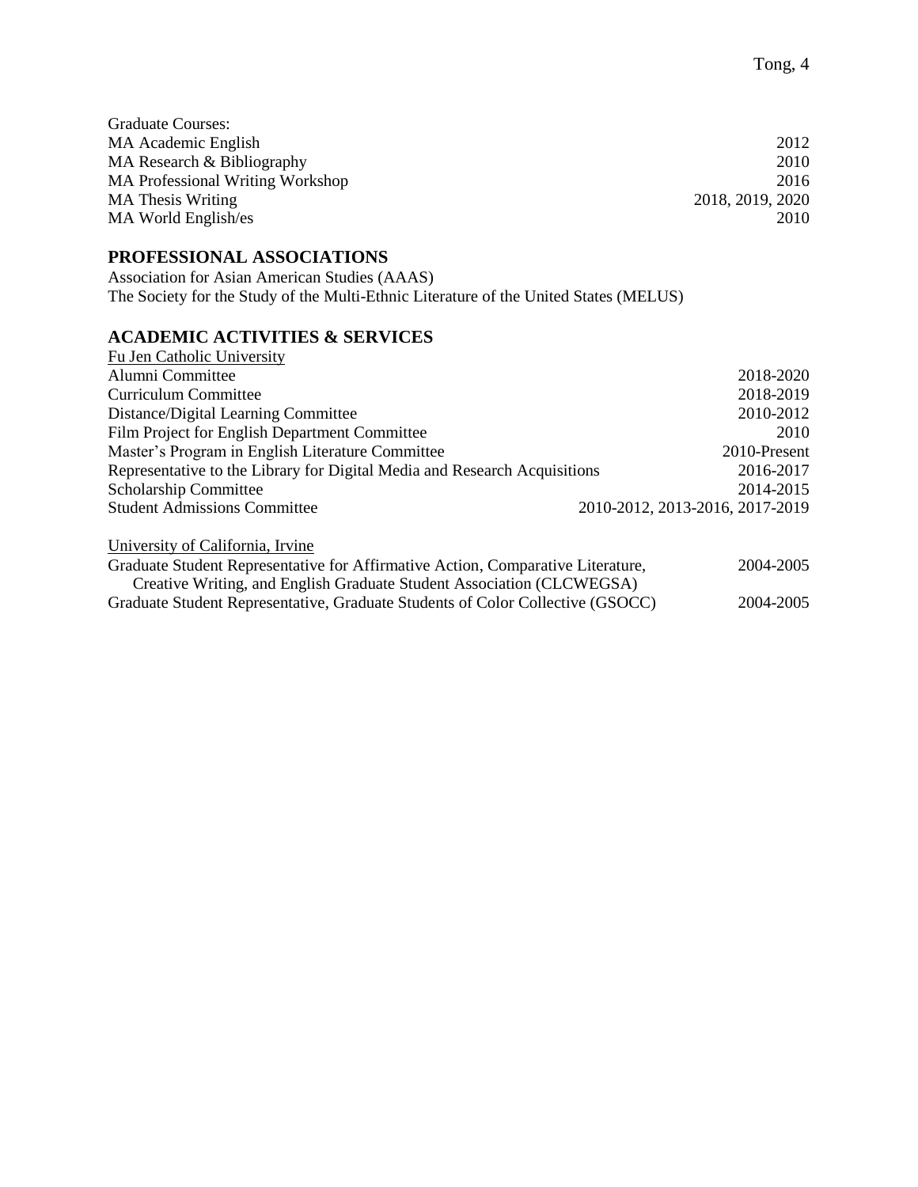Graduate Courses:

| | |
|---|---|
| MA Academic English | 2012 |
| MA Research & Bibliography | 2010 |
| MA Professional Writing Workshop | 2016 |
| MA Thesis Writing | 2018, 2019, 2020 |
| MA World English/es | 2010 |

## PROFESSIONAL ASSOCIATIONS

Association for Asian American Studies (AAAS)
The Society for the Study of the Multi-Ethnic Literature of the United States (MELUS)

## ACADEMIC ACTIVITIES & SERVICES

<u>Fu Jen Catholic University</u>

| | |
|---|---|
| Alumni Committee | 2018-2020 |
| Curriculum Committee | 2018-2019 |
| Distance/Digital Learning Committee | 2010-2012 |
| Film Project for English Department Committee | 2010 |
| Master's Program in English Literature Committee | 2010-Present |
| Representative to the Library for Digital Media and Research Acquisitions | 2016-2017 |
| Scholarship Committee | 2014-2015 |
| Student Admissions Committee | 2010-2012, 2013-2016, 2017-2019 |

<u>University of California, Irvine</u>

| | |
|---|---|
| Graduate Student Representative for Affirmative Action, Comparative Literature, Creative Writing, and English Graduate Student Association (CLCWEGSA) | 2004-2005 |
| Graduate Student Representative, Graduate Students of Color Collective (GSOCC) | 2004-2005 |